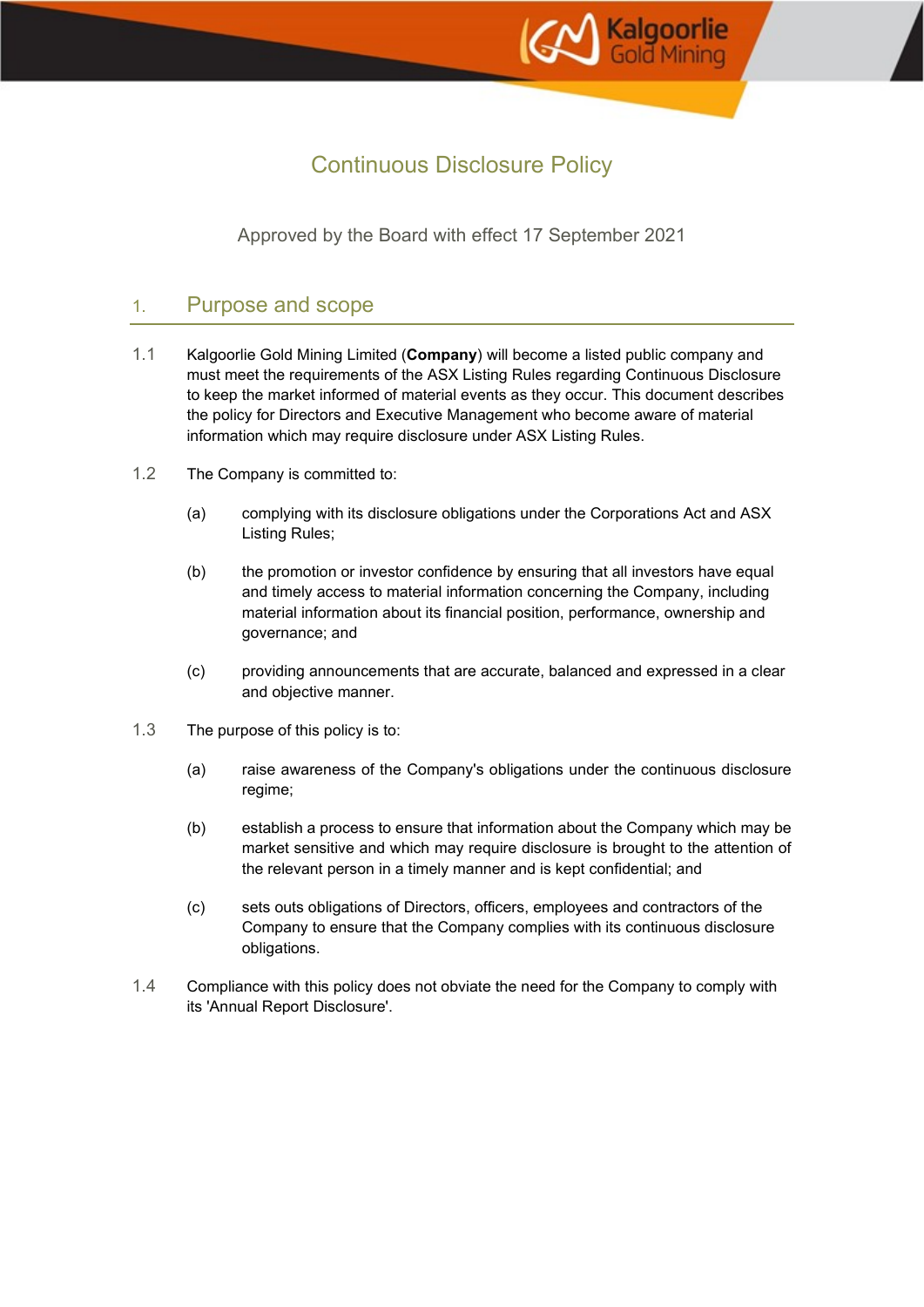# Continuous Disclosure Policy

Approved by the Board with effect 17 September 2021

## 1. Purpose and scope

1.1 Kalgoorlie Gold Mining Limited (**Company**) will become a listed public company and must meet the requirements of the ASX Listing Rules regarding Continuous Disclosure to keep the market informed of material events as they occur. This document describes the policy for Directors and Executive Management who become aware of material information which may require disclosure under ASX Listing Rules.

1.2 The Company is committed to:

(a) complying with its disclosure obligations under the Corporations Act and ASX Listing Rules;

(b) the promotion or investor confidence by ensuring that all investors have equal and timely access to material information concerning the Company, including material information about its financial position, performance, ownership and governance; and

(c) providing announcements that are accurate, balanced and expressed in a clear and objective manner.

1.3 The purpose of this policy is to:

(a) raise awareness of the Company's obligations under the continuous disclosure regime;

(b) establish a process to ensure that information about the Company which may be market sensitive and which may require disclosure is brought to the attention of the relevant person in a timely manner and is kept confidential; and

(c) sets outs obligations of Directors, officers, employees and contractors of the Company to ensure that the Company complies with its continuous disclosure obligations.

1.4 Compliance with this policy does not obviate the need for the Company to comply with its 'Annual Report Disclosure'.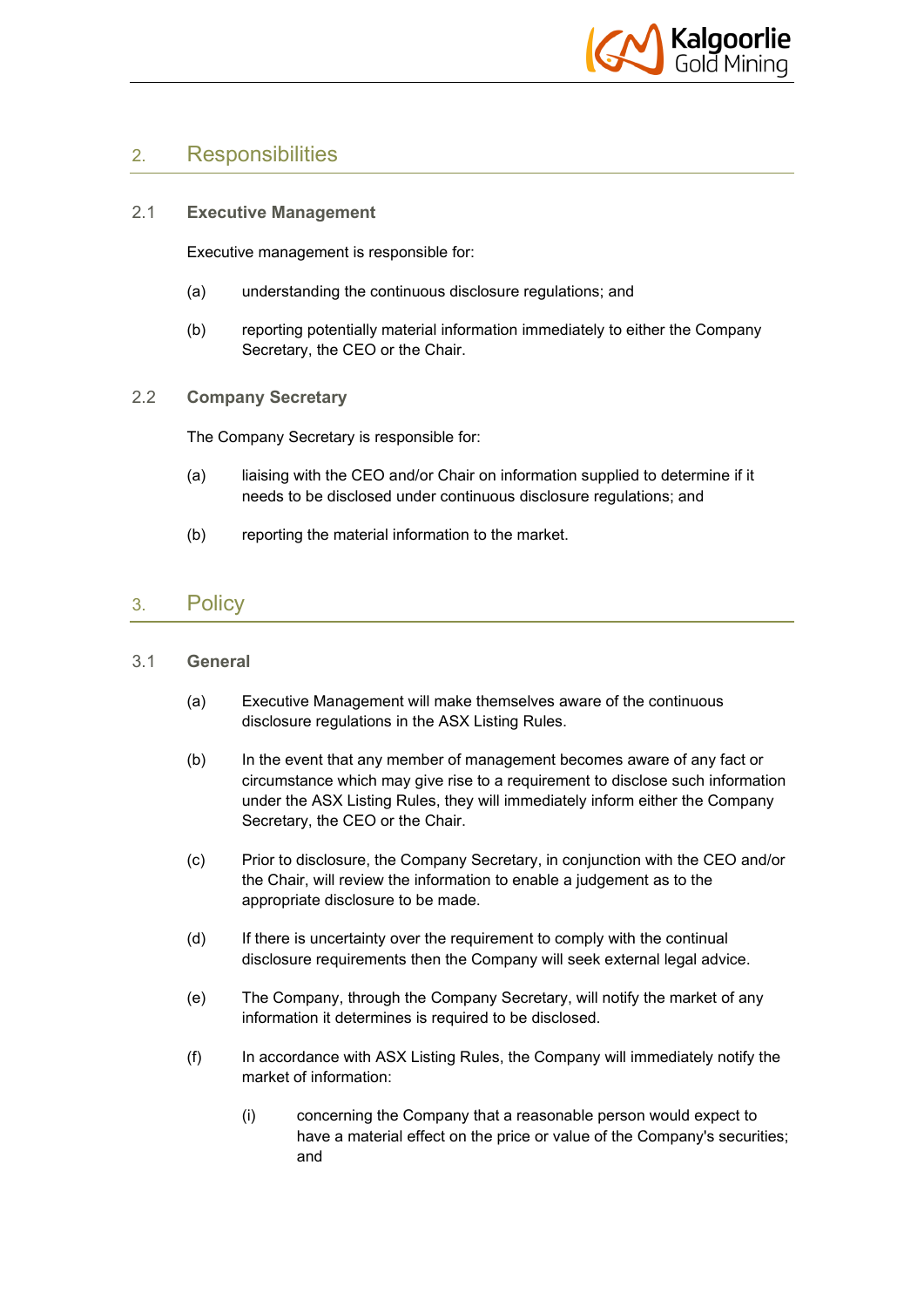## 2. Responsibilities

### 2.1 Executive Management

Executive management is responsible for:

(a) understanding the continuous disclosure regulations; and

(b) reporting potentially material information immediately to either the Company Secretary, the CEO or the Chair.

### 2.2 Company Secretary

The Company Secretary is responsible for:

(a) liaising with the CEO and/or Chair on information supplied to determine if it needs to be disclosed under continuous disclosure regulations; and

(b) reporting the material information to the market.

## 3. Policy

### 3.1 General

(a) Executive Management will make themselves aware of the continuous disclosure regulations in the ASX Listing Rules.

(b) In the event that any member of management becomes aware of any fact or circumstance which may give rise to a requirement to disclose such information under the ASX Listing Rules, they will immediately inform either the Company Secretary, the CEO or the Chair.

(c) Prior to disclosure, the Company Secretary, in conjunction with the CEO and/or the Chair, will review the information to enable a judgement as to the appropriate disclosure to be made.

(d) If there is uncertainty over the requirement to comply with the continual disclosure requirements then the Company will seek external legal advice.

(e) The Company, through the Company Secretary, will notify the market of any information it determines is required to be disclosed.

(f) In accordance with ASX Listing Rules, the Company will immediately notify the market of information:

(i) concerning the Company that a reasonable person would expect to have a material effect on the price or value of the Company's securities; and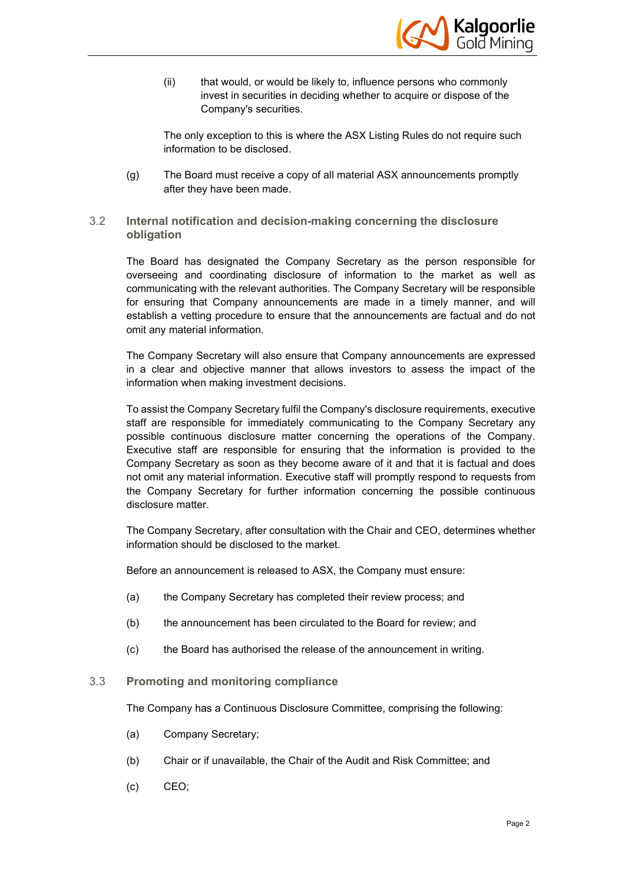(ii) that would, or would be likely to, influence persons who commonly invest in securities in deciding whether to acquire or dispose of the Company's securities.

The only exception to this is where the ASX Listing Rules do not require such information to be disclosed.

(g) The Board must receive a copy of all material ASX announcements promptly after they have been made.

### 3.2 Internal notification and decision-making concerning the disclosure obligation

The Board has designated the Company Secretary as the person responsible for overseeing and coordinating disclosure of information to the market as well as communicating with the relevant authorities. The Company Secretary will be responsible for ensuring that Company announcements are made in a timely manner, and will establish a vetting procedure to ensure that the announcements are factual and do not omit any material information.

The Company Secretary will also ensure that Company announcements are expressed in a clear and objective manner that allows investors to assess the impact of the information when making investment decisions.

To assist the Company Secretary fulfil the Company's disclosure requirements, executive staff are responsible for immediately communicating to the Company Secretary any possible continuous disclosure matter concerning the operations of the Company. Executive staff are responsible for ensuring that the information is provided to the Company Secretary as soon as they become aware of it and that it is factual and does not omit any material information. Executive staff will promptly respond to requests from the Company Secretary for further information concerning the possible continuous disclosure matter.

The Company Secretary, after consultation with the Chair and CEO, determines whether information should be disclosed to the market.

Before an announcement is released to ASX, the Company must ensure:

(a) the Company Secretary has completed their review process; and

(b) the announcement has been circulated to the Board for review; and

(c) the Board has authorised the release of the announcement in writing.

### 3.3 Promoting and monitoring compliance

The Company has a Continuous Disclosure Committee, comprising the following:

(a) Company Secretary;

(b) Chair or if unavailable, the Chair of the Audit and Risk Committee; and

(c) CEO;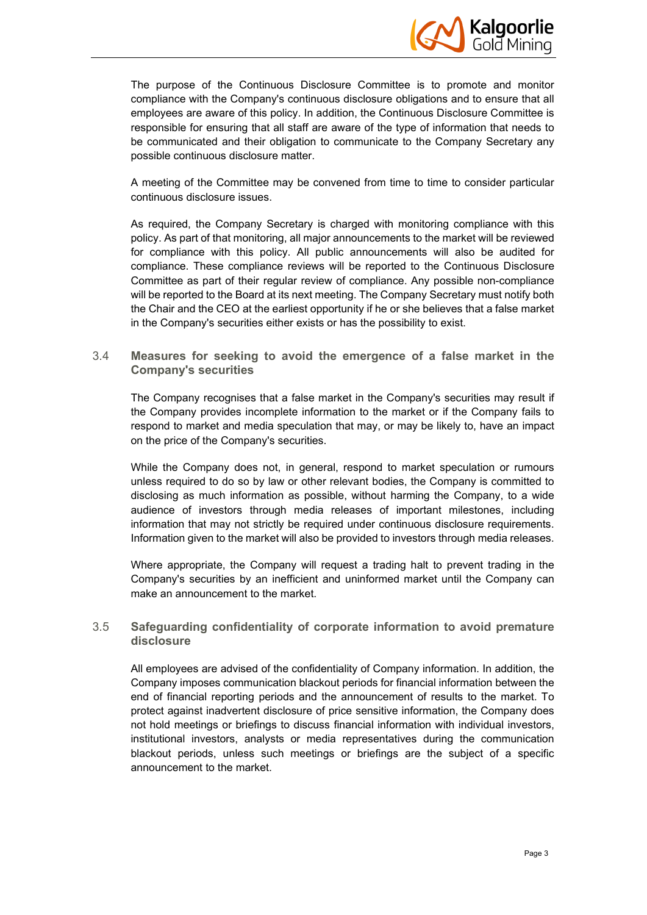The purpose of the Continuous Disclosure Committee is to promote and monitor compliance with the Company's continuous disclosure obligations and to ensure that all employees are aware of this policy. In addition, the Continuous Disclosure Committee is responsible for ensuring that all staff are aware of the type of information that needs to be communicated and their obligation to communicate to the Company Secretary any possible continuous disclosure matter.

A meeting of the Committee may be convened from time to time to consider particular continuous disclosure issues.

As required, the Company Secretary is charged with monitoring compliance with this policy. As part of that monitoring, all major announcements to the market will be reviewed for compliance with this policy. All public announcements will also be audited for compliance. These compliance reviews will be reported to the Continuous Disclosure Committee as part of their regular review of compliance. Any possible non-compliance will be reported to the Board at its next meeting. The Company Secretary must notify both the Chair and the CEO at the earliest opportunity if he or she believes that a false market in the Company's securities either exists or has the possibility to exist.

### 3.4 Measures for seeking to avoid the emergence of a false market in the Company's securities

The Company recognises that a false market in the Company's securities may result if the Company provides incomplete information to the market or if the Company fails to respond to market and media speculation that may, or may be likely to, have an impact on the price of the Company's securities.

While the Company does not, in general, respond to market speculation or rumours unless required to do so by law or other relevant bodies, the Company is committed to disclosing as much information as possible, without harming the Company, to a wide audience of investors through media releases of important milestones, including information that may not strictly be required under continuous disclosure requirements. Information given to the market will also be provided to investors through media releases.

Where appropriate, the Company will request a trading halt to prevent trading in the Company's securities by an inefficient and uninformed market until the Company can make an announcement to the market.

### 3.5 Safeguarding confidentiality of corporate information to avoid premature disclosure

All employees are advised of the confidentiality of Company information. In addition, the Company imposes communication blackout periods for financial information between the end of financial reporting periods and the announcement of results to the market. To protect against inadvertent disclosure of price sensitive information, the Company does not hold meetings or briefings to discuss financial information with individual investors, institutional investors, analysts or media representatives during the communication blackout periods, unless such meetings or briefings are the subject of a specific announcement to the market.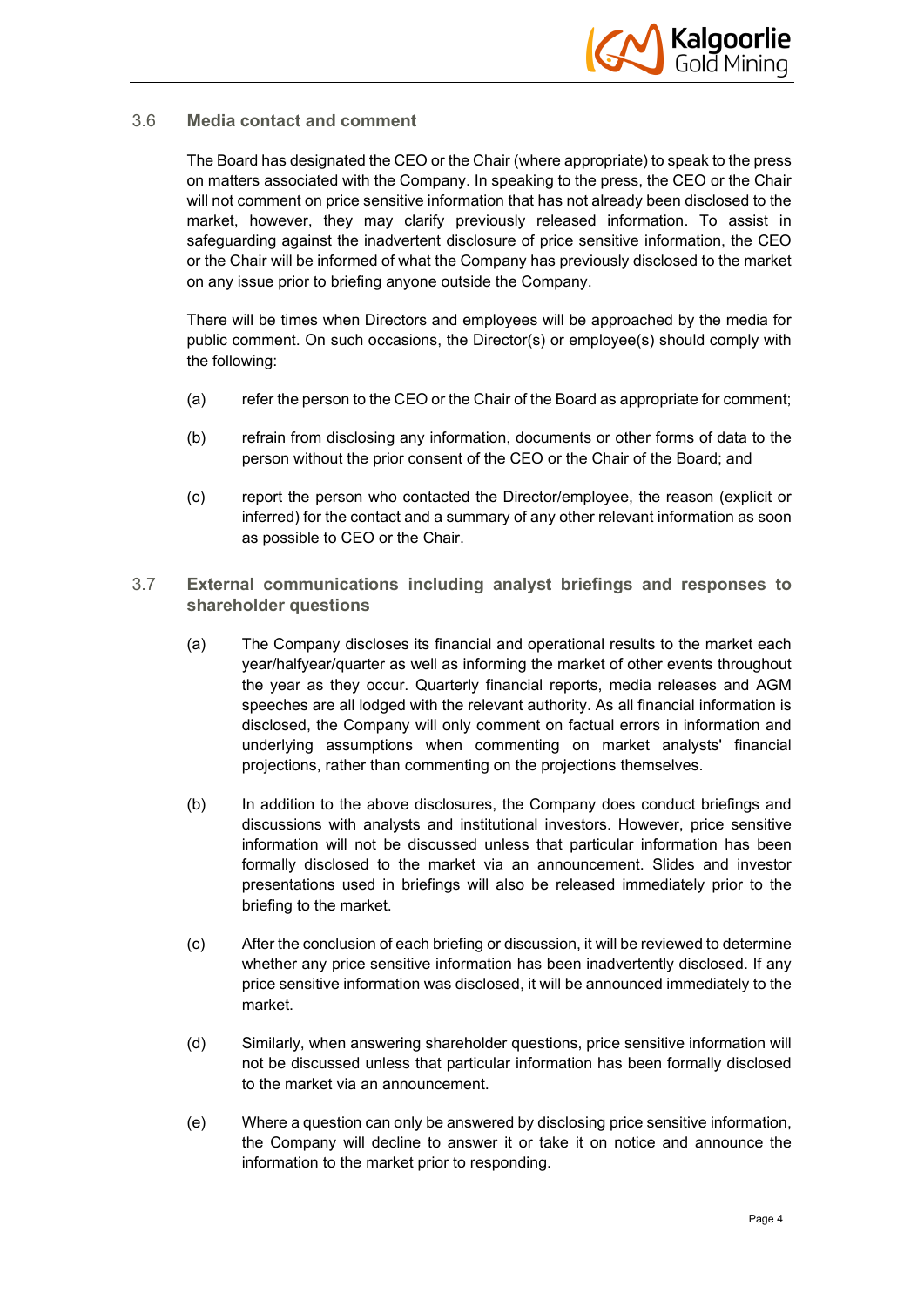### 3.6 Media contact and comment

The Board has designated the CEO or the Chair (where appropriate) to speak to the press on matters associated with the Company. In speaking to the press, the CEO or the Chair will not comment on price sensitive information that has not already been disclosed to the market, however, they may clarify previously released information. To assist in safeguarding against the inadvertent disclosure of price sensitive information, the CEO or the Chair will be informed of what the Company has previously disclosed to the market on any issue prior to briefing anyone outside the Company.

There will be times when Directors and employees will be approached by the media for public comment. On such occasions, the Director(s) or employee(s) should comply with the following:

(a) refer the person to the CEO or the Chair of the Board as appropriate for comment;

(b) refrain from disclosing any information, documents or other forms of data to the person without the prior consent of the CEO or the Chair of the Board; and

(c) report the person who contacted the Director/employee, the reason (explicit or inferred) for the contact and a summary of any other relevant information as soon as possible to CEO or the Chair.

### 3.7 External communications including analyst briefings and responses to shareholder questions

(a) The Company discloses its financial and operational results to the market each year/halfyear/quarter as well as informing the market of other events throughout the year as they occur. Quarterly financial reports, media releases and AGM speeches are all lodged with the relevant authority. As all financial information is disclosed, the Company will only comment on factual errors in information and underlying assumptions when commenting on market analysts' financial projections, rather than commenting on the projections themselves.

(b) In addition to the above disclosures, the Company does conduct briefings and discussions with analysts and institutional investors. However, price sensitive information will not be discussed unless that particular information has been formally disclosed to the market via an announcement. Slides and investor presentations used in briefings will also be released immediately prior to the briefing to the market.

(c) After the conclusion of each briefing or discussion, it will be reviewed to determine whether any price sensitive information has been inadvertently disclosed. If any price sensitive information was disclosed, it will be announced immediately to the market.

(d) Similarly, when answering shareholder questions, price sensitive information will not be discussed unless that particular information has been formally disclosed to the market via an announcement.

(e) Where a question can only be answered by disclosing price sensitive information, the Company will decline to answer it or take it on notice and announce the information to the market prior to responding.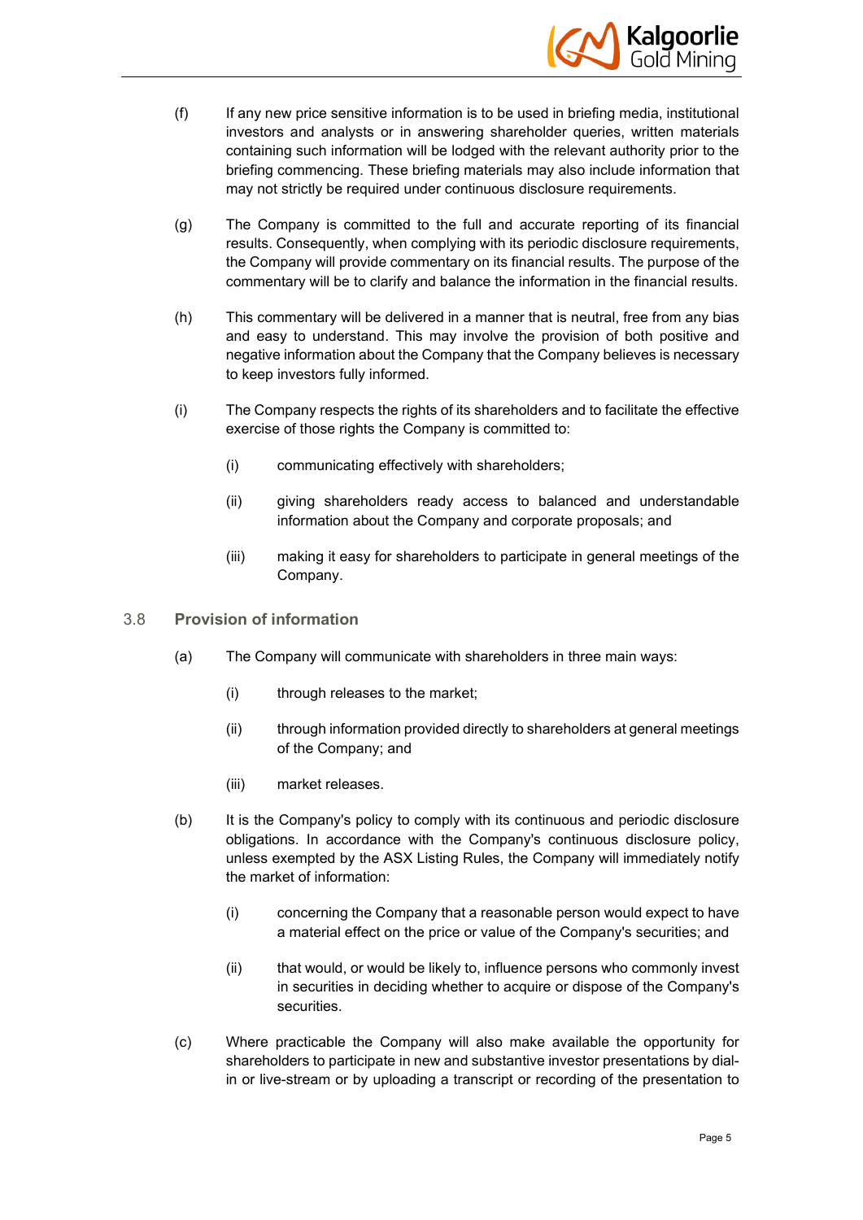(f) If any new price sensitive information is to be used in briefing media, institutional investors and analysts or in answering shareholder queries, written materials containing such information will be lodged with the relevant authority prior to the briefing commencing. These briefing materials may also include information that may not strictly be required under continuous disclosure requirements.

(g) The Company is committed to the full and accurate reporting of its financial results. Consequently, when complying with its periodic disclosure requirements, the Company will provide commentary on its financial results. The purpose of the commentary will be to clarify and balance the information in the financial results.

(h) This commentary will be delivered in a manner that is neutral, free from any bias and easy to understand. This may involve the provision of both positive and negative information about the Company that the Company believes is necessary to keep investors fully informed.

(i) The Company respects the rights of its shareholders and to facilitate the effective exercise of those rights the Company is committed to:

  (i) communicating effectively with shareholders;

  (ii) giving shareholders ready access to balanced and understandable information about the Company and corporate proposals; and

  (iii) making it easy for shareholders to participate in general meetings of the Company.

## 3.8 Provision of information

(a) The Company will communicate with shareholders in three main ways:

  (i) through releases to the market;

  (ii) through information provided directly to shareholders at general meetings of the Company; and

  (iii) market releases.

(b) It is the Company's policy to comply with its continuous and periodic disclosure obligations. In accordance with the Company's continuous disclosure policy, unless exempted by the ASX Listing Rules, the Company will immediately notify the market of information:

  (i) concerning the Company that a reasonable person would expect to have a material effect on the price or value of the Company's securities; and

  (ii) that would, or would be likely to, influence persons who commonly invest in securities in deciding whether to acquire or dispose of the Company's securities.

(c) Where practicable the Company will also make available the opportunity for shareholders to participate in new and substantive investor presentations by dial-in or live-stream or by uploading a transcript or recording of the presentation to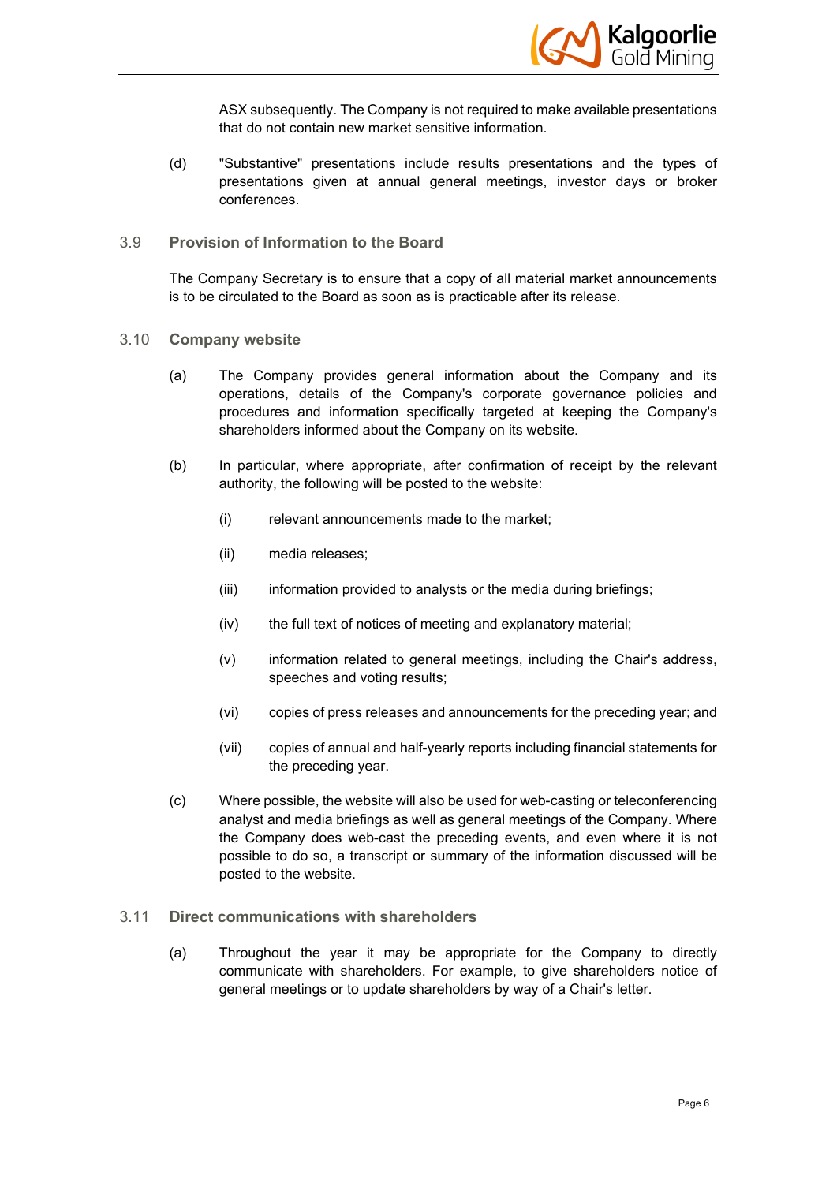ASX subsequently. The Company is not required to make available presentations that do not contain new market sensitive information.

(d) "Substantive" presentations include results presentations and the types of presentations given at annual general meetings, investor days or broker conferences.

### 3.9 Provision of Information to the Board

The Company Secretary is to ensure that a copy of all material market announcements is to be circulated to the Board as soon as is practicable after its release.

### 3.10 Company website

(a) The Company provides general information about the Company and its operations, details of the Company's corporate governance policies and procedures and information specifically targeted at keeping the Company's shareholders informed about the Company on its website.

(b) In particular, where appropriate, after confirmation of receipt by the relevant authority, the following will be posted to the website:

   (i) relevant announcements made to the market;

   (ii) media releases;

   (iii) information provided to analysts or the media during briefings;

   (iv) the full text of notices of meeting and explanatory material;

   (v) information related to general meetings, including the Chair's address, speeches and voting results;

   (vi) copies of press releases and announcements for the preceding year; and

   (vii) copies of annual and half-yearly reports including financial statements for the preceding year.

(c) Where possible, the website will also be used for web-casting or teleconferencing analyst and media briefings as well as general meetings of the Company. Where the Company does web-cast the preceding events, and even where it is not possible to do so, a transcript or summary of the information discussed will be posted to the website.

### 3.11 Direct communications with shareholders

(a) Throughout the year it may be appropriate for the Company to directly communicate with shareholders. For example, to give shareholders notice of general meetings or to update shareholders by way of a Chair's letter.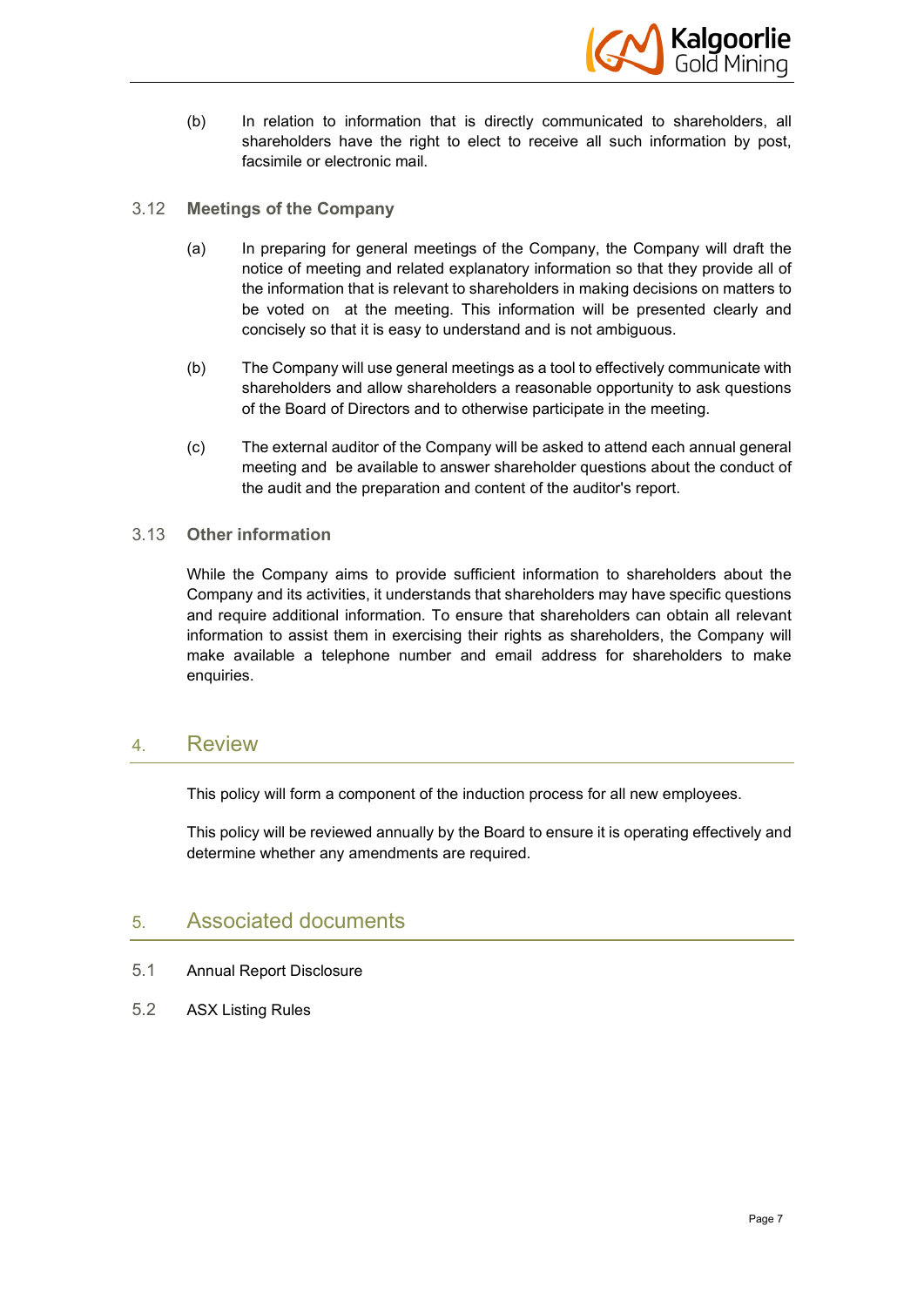(b) In relation to information that is directly communicated to shareholders, all shareholders have the right to elect to receive all such information by post, facsimile or electronic mail.

### 3.12 Meetings of the Company

(a) In preparing for general meetings of the Company, the Company will draft the notice of meeting and related explanatory information so that they provide all of the information that is relevant to shareholders in making decisions on matters to be voted on at the meeting. This information will be presented clearly and concisely so that it is easy to understand and is not ambiguous.

(b) The Company will use general meetings as a tool to effectively communicate with shareholders and allow shareholders a reasonable opportunity to ask questions of the Board of Directors and to otherwise participate in the meeting.

(c) The external auditor of the Company will be asked to attend each annual general meeting and be available to answer shareholder questions about the conduct of the audit and the preparation and content of the auditor's report.

### 3.13 Other information

While the Company aims to provide sufficient information to shareholders about the Company and its activities, it understands that shareholders may have specific questions and require additional information. To ensure that shareholders can obtain all relevant information to assist them in exercising their rights as shareholders, the Company will make available a telephone number and email address for shareholders to make enquiries.

## 4. Review

This policy will form a component of the induction process for all new employees.

This policy will be reviewed annually by the Board to ensure it is operating effectively and determine whether any amendments are required.

## 5. Associated documents

5.1 Annual Report Disclosure

5.2 ASX Listing Rules